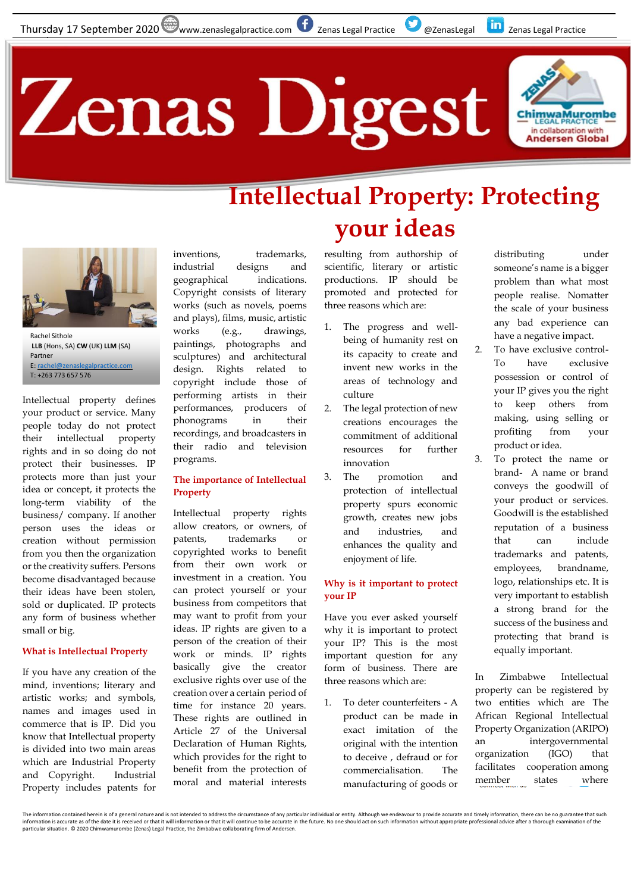Thursday 17 September 2020 www.zenaslegalpractice.com Zenas Legal Practice @ZenasLegal Zenas Legal Practice

# Zenas Digest

ChimwaMurombe LEGAL PRACTICE in collaboration with Andersen Global

## Intellectual Property: Protecting your ideas

Rachel Sithole
**LLB** (Hons, SA) **CW** (UK) **LLM** (SA)
Partner
E: rachel@zenaslegalpractice.com
T: +263 773 657 576

Intellectual property defines your product or service. Many people today do not protect their intellectual property rights and in so doing do not protect their businesses. IP protects more than just your idea or concept, it protects the long-term viability of the business/ company. If another person uses the ideas or creation without permission from you then the organization or the creativity suffers. Persons become disadvantaged because their ideas have been stolen, sold or duplicated. IP protects any form of business whether small or big.

### What is Intellectual Property

If you have any creation of the mind, inventions; literary and artistic works; and symbols, names and images used in commerce that is IP. Did you know that Intellectual property is divided into two main areas which are Industrial Property and Copyright. Industrial Property includes patents for inventions, trademarks, industrial designs and geographical indications. Copyright consists of literary works (such as novels, poems and plays), films, music, artistic works (e.g., drawings, paintings, photographs and sculptures) and architectural design. Rights related to copyright include those of performing artists in their performances, producers of phonograms in their recordings, and broadcasters in their radio and television programs.

### The importance of Intellectual Property

Intellectual property rights allow creators, or owners, of patents, trademarks or copyrighted works to benefit from their own work or investment in a creation. You can protect yourself or your business from competitors that may want to profit from your ideas. IP rights are given to a person of the creation of their work or minds. IP rights basically give the creator exclusive rights over use of the creation over a certain period of time for instance 20 years. These rights are outlined in Article 27 of the Universal Declaration of Human Rights, which provides for the right to benefit from the protection of moral and material interests resulting from authorship of scientific, literary or artistic productions. IP should be promoted and protected for three reasons which are:

1. The progress and well-being of humanity rest on its capacity to invent new works in the areas of technology and culture
2. The legal protection of new creations encourages the commitment of additional resources for further innovation
3. The promotion and protection of intellectual property spurs economic growth, creates new jobs and industries, and enhances the quality and enjoyment of life.

### Why is it important to protect your IP

Have you ever asked yourself why it is important to protect your IP? This is the most important question for any form of business. There are three reasons which are:

1. To deter counterfeiters - A product can be made in exact imitation of the original with the intention to deceive , defraud or for commercialisation. The manufacturing of goods or distributing under someone's name is a bigger problem than what most people realise. Nomatter the scale of your business any bad experience can have a negative impact.
2. To have exclusive control- To have exclusive possession or control of your IP gives you the right to keep others from making, using selling or profiting from your product or idea.
3. To protect the name or brand- A name or brand conveys the goodwill of your product or services. Goodwill is the established reputation of a business that can include trademarks and patents, employees, brandname, logo, relationships etc. It is very important to establish a strong brand for the success of the business and protecting that brand is equally important.

In Zimbabwe Intellectual property can be registered by two entities which are The African Regional Intellectual Property Organization (ARIPO) an intergovernmental organization (IGO) that facilitates cooperation among member states where

The information contained herein is of a general nature and is not intended to address the circumstance of any particular individual or entity. Although we endeavour to provide accurate and timely information, there can be no guarantee that such information is accurate as of the date it is received or that it will information or that it will continue to be accurate in the future. No one should act on such information without appropriate professional advice after a thorough examination of the particular situation. © 2020 Chimwamurombe (Zenas) Legal Practice, the Zimbabwe collaborating firm of Andersen.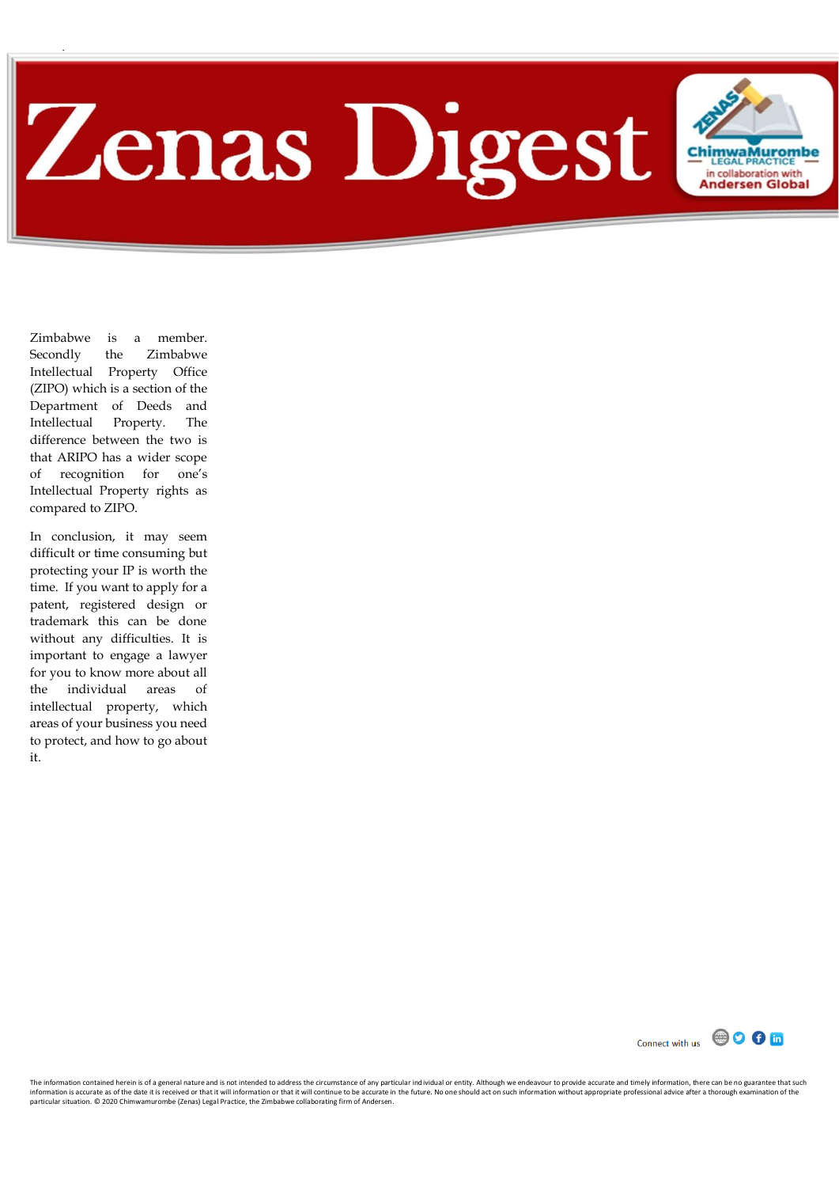Zimbabwe is a member. Secondly the Zimbabwe Intellectual Property Office (ZIPO) which is a section of the Department of Deeds and Intellectual Property. The difference between the two is that ARIPO has a wider scope of recognition for one's Intellectual Property rights as compared to ZIPO.

In conclusion, it may seem difficult or time consuming but protecting your IP is worth the time. If you want to apply for a patent, registered design or trademark this can be done without any difficulties. It is important to engage a lawyer for you to know more about all the individual areas of intellectual property, which areas of your business you need to protect, and how to go about it.

Connect with us

The information contained herein is of a general nature and is not intended to address the circumstance of any particular individual or entity. Although we endeavour to provide accurate and timely information, there can be no guarantee that such information is accurate as of the date it is received or that it will information or that it will continue to be accurate in the future. No one should act on such information without appropriate professional advice after a thorough examination of the particular situation. © 2020 Chimwamurombe (Zenas) Legal Practice, the Zimbabwe collaborating firm of Andersen.